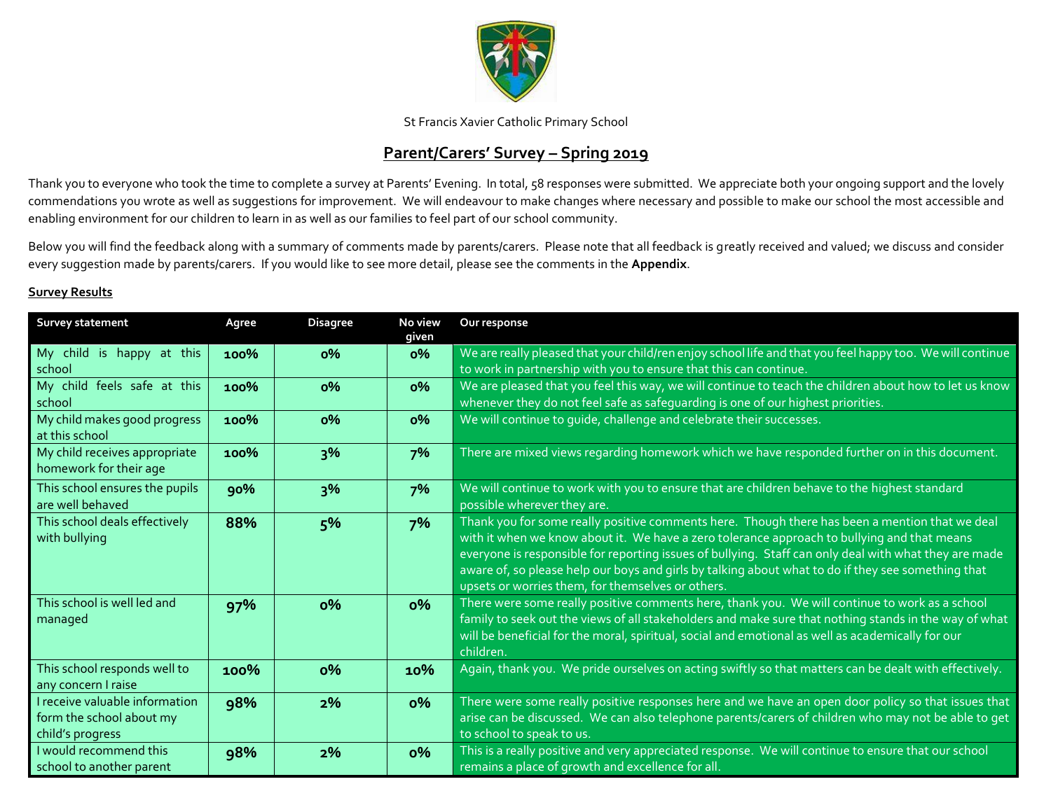St Francis Xavier Catholic Primary School

# Parent/Carers' Survey – Spring 2019

Thank you to everyone who took the time to complete a survey at Parents' Evening. In total, 58 responses were submitted. We appreciate both your ongoing support and the lovely commendations you wrote as well as suggestions for improvement. We will endeavour to make changes where necessary and possible to make our school the most accessible and enabling environment for our children to learn in as well as our families to feel part of our school community.

Below you will find the feedback along with a summary of comments made by parents/carers. Please note that all feedback is greatly received and valued; we discuss and consider every suggestion made by parents/carers. If you would like to see more detail, please see the comments in the **Appendix**.

**Survey Results**

| Survey statement | Agree | Disagree | No view given | Our response |
|---|---|---|---|---|
| My child is happy at this school | **100%** | **0%** | **0%** | We are really pleased that your child/ren enjoy school life and that you feel happy too. We will continue to work in partnership with you to ensure that this can continue. |
| My child feels safe at this school | **100%** | **0%** | **0%** | We are pleased that you feel this way, we will continue to teach the children about how to let us know whenever they do not feel safe as safeguarding is one of our highest priorities. |
| My child makes good progress at this school | **100%** | **0%** | **0%** | We will continue to guide, challenge and celebrate their successes. |
| My child receives appropriate homework for their age | **100%** | **3%** | **7%** | There are mixed views regarding homework which we have responded further on in this document. |
| This school ensures the pupils are well behaved | **90%** | **3%** | **7%** | We will continue to work with you to ensure that are children behave to the highest standard possible wherever they are. |
| This school deals effectively with bullying | **88%** | **5%** | **7%** | Thank you for some really positive comments here. Though there has been a mention that we deal with it when we know about it. We have a zero tolerance approach to bullying and that means everyone is responsible for reporting issues of bullying. Staff can only deal with what they are made aware of, so please help our boys and girls by talking about what to do if they see something that upsets or worries them, for themselves or others. |
| This school is well led and managed | **97%** | **0%** | **0%** | There were some really positive comments here, thank you. We will continue to work as a school family to seek out the views of all stakeholders and make sure that nothing stands in the way of what will be beneficial for the moral, spiritual, social and emotional as well as academically for our children. |
| This school responds well to any concern I raise | **100%** | **0%** | **10%** | Again, thank you. We pride ourselves on acting swiftly so that matters can be dealt with effectively. |
| I receive valuable information form the school about my child's progress | **98%** | **2%** | **0%** | There were some really positive responses here and we have an open door policy so that issues that arise can be discussed. We can also telephone parents/carers of children who may not be able to get to school to speak to us. |
| I would recommend this school to another parent | **98%** | **2%** | **0%** | This is a really positive and very appreciated response. We will continue to ensure that our school remains a place of growth and excellence for all. |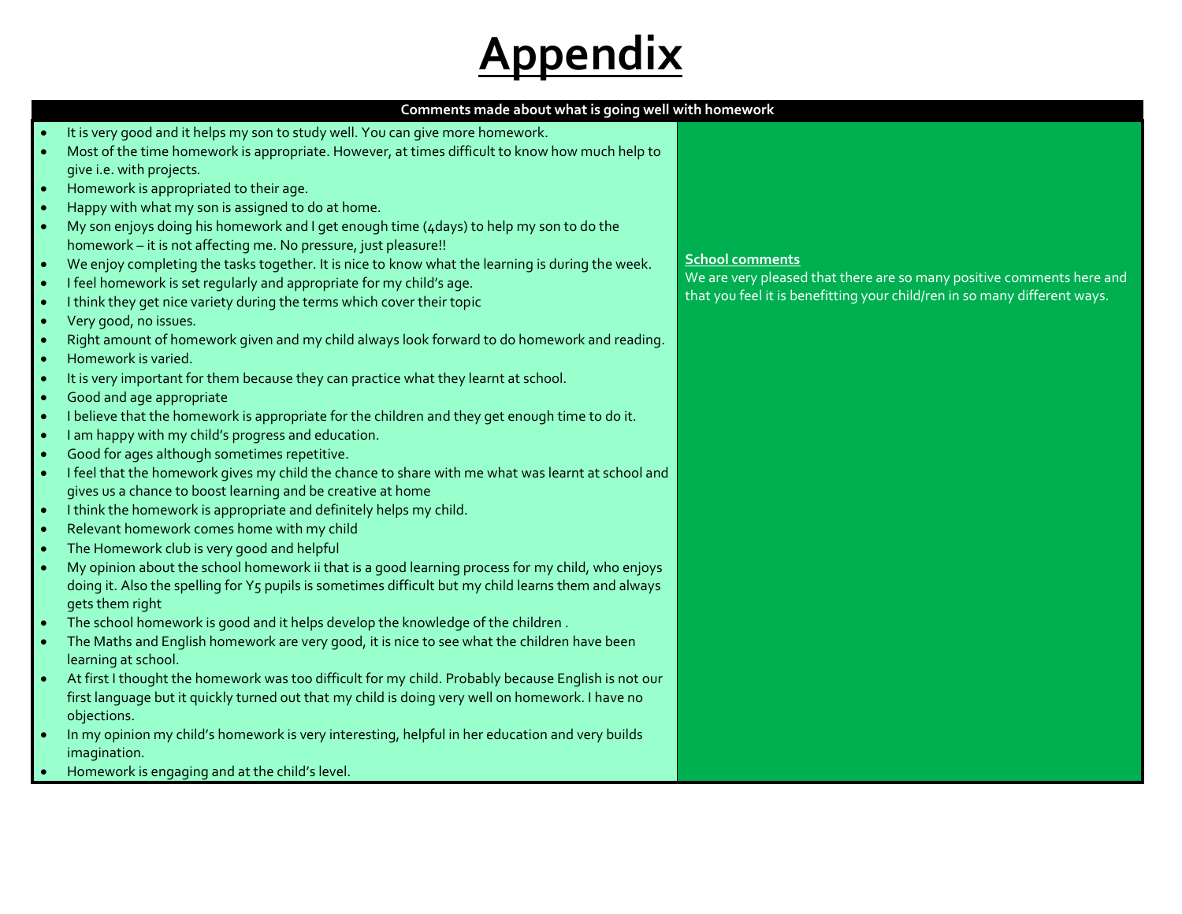# Appendix

| Comments made about what is going well with homework | |
|---|---|
| • It is very good and it helps my son to study well. You can give more homework.<br>• Most of the time homework is appropriate. However, at times difficult to know how much help to give i.e. with projects.<br>• Homework is appropriated to their age.<br>• Happy with what my son is assigned to do at home.<br>• My son enjoys doing his homework and I get enough time (4days) to help my son to do the homework – it is not affecting me. No pressure, just pleasure!!<br>• We enjoy completing the tasks together. It is nice to know what the learning is during the week.<br>• I feel homework is set regularly and appropriate for my child's age.<br>• I think they get nice variety during the terms which cover their topic<br>• Very good, no issues.<br>• Right amount of homework given and my child always look forward to do homework and reading.<br>• Homework is varied.<br>• It is very important for them because they can practice what they learnt at school.<br>• Good and age appropriate<br>• I believe that the homework is appropriate for the children and they get enough time to do it.<br>• I am happy with my child's progress and education.<br>• Good for ages although sometimes repetitive.<br>• I feel that the homework gives my child the chance to share with me what was learnt at school and gives us a chance to boost learning and be creative at home<br>• I think the homework is appropriate and definitely helps my child.<br>• Relevant homework comes home with my child<br>• The Homework club is very good and helpful<br>• My opinion about the school homework ii that is a good learning process for my child, who enjoys doing it. Also the spelling for Y5 pupils is sometimes difficult but my child learns them and always gets them right<br>• The school homework is good and it helps develop the knowledge of the children .<br>• The Maths and English homework are very good, it is nice to see what the children have been learning at school.<br>• At first I thought the homework was too difficult for my child. Probably because English is not our first language but it quickly turned out that my child is doing very well on homework. I have no objections.<br>• In my opinion my child's homework is very interesting, helpful in her education and very builds imagination.<br>• Homework is engaging and at the child's level. | **School comments**<br>We are very pleased that there are so many positive comments here and that you feel it is benefitting your child/ren in so many different ways. |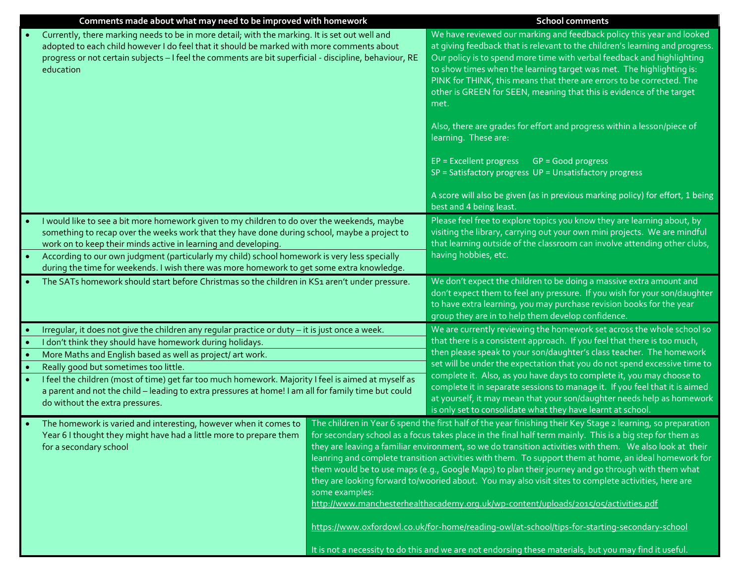| Comments made about what may need to be improved with homework | School comments |
| --- | --- |
| • Currently, there marking needs to be in more detail; with the marking. It is set out well and adopted to each child however I do feel that it should be marked with more comments about progress or not certain subjects – I feel the comments are bit superficial - discipline, behaviour, RE education | We have reviewed our marking and feedback policy this year and looked at giving feedback that is relevant to the children's learning and progress. Our policy is to spend more time with verbal feedback and highlighting to show times when the learning target was met. The highlighting is: PINK for THINK, this means that there are errors to be corrected. The other is GREEN for SEEN, meaning that this is evidence of the target met.<br><br>Also, there are grades for effort and progress within a lesson/piece of learning. These are:<br><br>EP = Excellent progress GP = Good progress<br>SP = Satisfactory progress UP = Unsatisfactory progress<br><br>A score will also be given (as in previous marking policy) for effort, 1 being best and 4 being least. |
| • I would like to see a bit more homework given to my children to do over the weekends, maybe something to recap over the weeks work that they have done during school, maybe a project to work on to keep their minds active in learning and developing.<br>• According to our own judgment (particularly my child) school homework is very less specially during the time for weekends. I wish there was more homework to get some extra knowledge. | Please feel free to explore topics you know they are learning about, by visiting the library, carrying out your own mini projects. We are mindful that learning outside of the classroom can involve attending other clubs, having hobbies, etc. |
| • The SATs homework should start before Christmas so the children in KS1 aren't under pressure. | We don't expect the children to be doing a massive extra amount and don't expect them to feel any pressure. If you wish for your son/daughter to have extra learning, you may purchase revision books for the year group they are in to help them develop confidence. |
| • Irregular, it does not give the children any regular practice or duty – it is just once a week.<br>• I don't think they should have homework during holidays.<br>• More Maths and English based as well as project/ art work.<br>• Really good but sometimes too little.<br>• I feel the children (most of time) get far too much homework. Majority I feel is aimed at myself as a parent and not the child – leading to extra pressures at home! I am all for family time but could do without the extra pressures. | We are currently reviewing the homework set across the whole school so that there is a consistent approach. If you feel that there is too much, then please speak to your son/daughter's class teacher. The homework set will be under the expectation that you do not spend excessive time to complete it. Also, as you have days to complete it, you may choose to complete it in separate sessions to manage it. If you feel that it is aimed at yourself, it may mean that your son/daughter needs help as homework is only set to consolidate what they have learnt at school. |
| • The homework is varied and interesting, however when it comes to Year 6 I thought they might have had a little more to prepare them for a secondary school | The children in Year 6 spend the first half of the year finishing their Key Stage 2 learning, so preparation for secondary school as a focus takes place in the final half term mainly. This is a big step for them as they are leaving a familiar environment, so we do transition activities with them. We also look at their leanring and complete transition activities with them. To support them at home, an ideal homework for them would be to use maps (e.g., Google Maps) to plan their journey and go through with them what they are looking forward to/wooried about. You may also visit sites to complete activities, here are some examples:<br>http://www.manchesterhealthacademy.org.uk/wp-content/uploads/2015/05/activities.pdf<br><br>https://www.oxfordowl.co.uk/for-home/reading-owl/at-school/tips-for-starting-secondary-school<br><br>It is not a necessity to do this and we are not endorsing these materials, but you may find it useful. |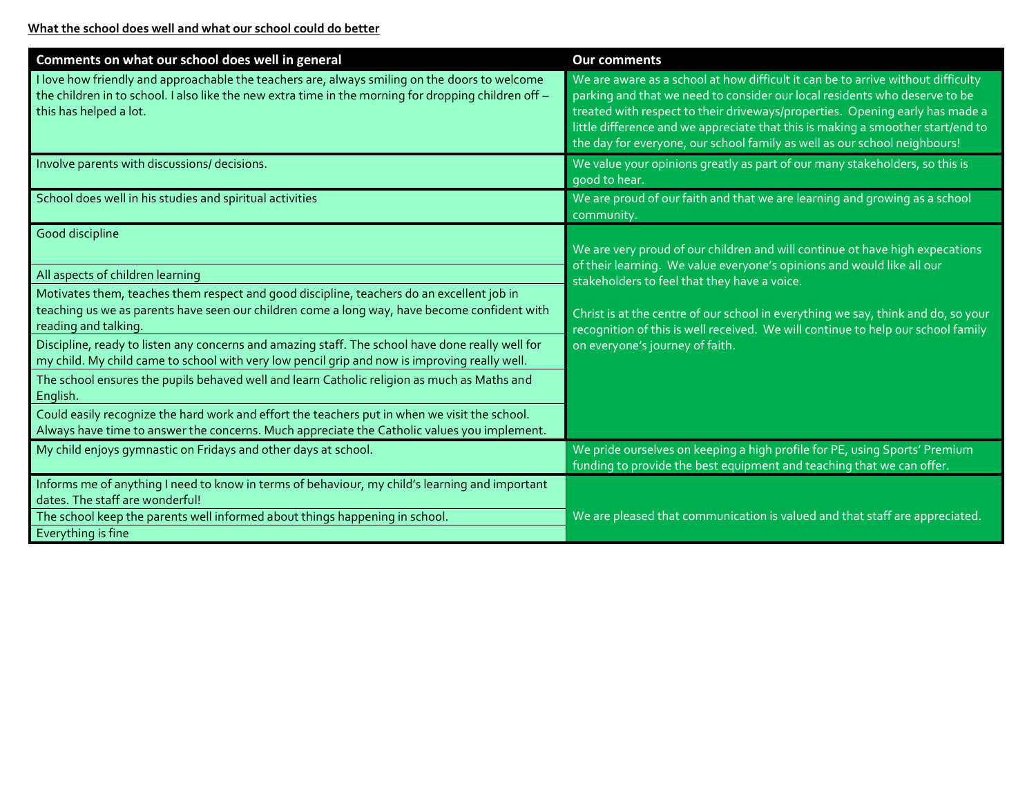**What the school does well and what our school could do better**

| Comments on what our school does well in general | Our comments |
| --- | --- |
| I love how friendly and approachable the teachers are, always smiling on the doors to welcome the children in to school. I also like the new extra time in the morning for dropping children off – this has helped a lot. | We are aware as a school at how difficult it can be to arrive without difficulty parking and that we need to consider our local residents who deserve to be treated with respect to their driveways/properties. Opening early has made a little difference and we appreciate that this is making a smoother start/end to the day for everyone, our school family as well as our school neighbours! |
| Involve parents with discussions/ decisions. | We value your opinions greatly as part of our many stakeholders, so this is good to hear. |
| School does well in his studies and spiritual activities | We are proud of our faith and that we are learning and growing as a school community. |
| Good discipline | We are very proud of our children and will continue ot have high expecations of their learning. We value everyone's opinions and would like all our stakeholders to feel that they have a voice.<br><br>Christ is at the centre of our school in everything we say, think and do, so your recognition of this is well received. We will continue to help our school family on everyone's journey of faith. |
| All aspects of children learning | |
| Motivates them, teaches them respect and good discipline, teachers do an excellent job in teaching us we as parents have seen our children come a long way, have become confident with reading and talking. | |
| Discipline, ready to listen any concerns and amazing staff. The school have done really well for my child. My child came to school with very low pencil grip and now is improving really well. | |
| The school ensures the pupils behaved well and learn Catholic religion as much as Maths and English. | |
| Could easily recognize the hard work and effort the teachers put in when we visit the school. Always have time to answer the concerns. Much appreciate the Catholic values you implement. | |
| My child enjoys gymnastic on Fridays and other days at school. | We pride ourselves on keeping a high profile for PE, using Sports' Premium funding to provide the best equipment and teaching that we can offer. |
| Informs me of anything I need to know in terms of behaviour, my child's learning and important dates. The staff are wonderful! | We are pleased that communication is valued and that staff are appreciated. |
| The school keep the parents well informed about things happening in school. | |
| Everything is fine | |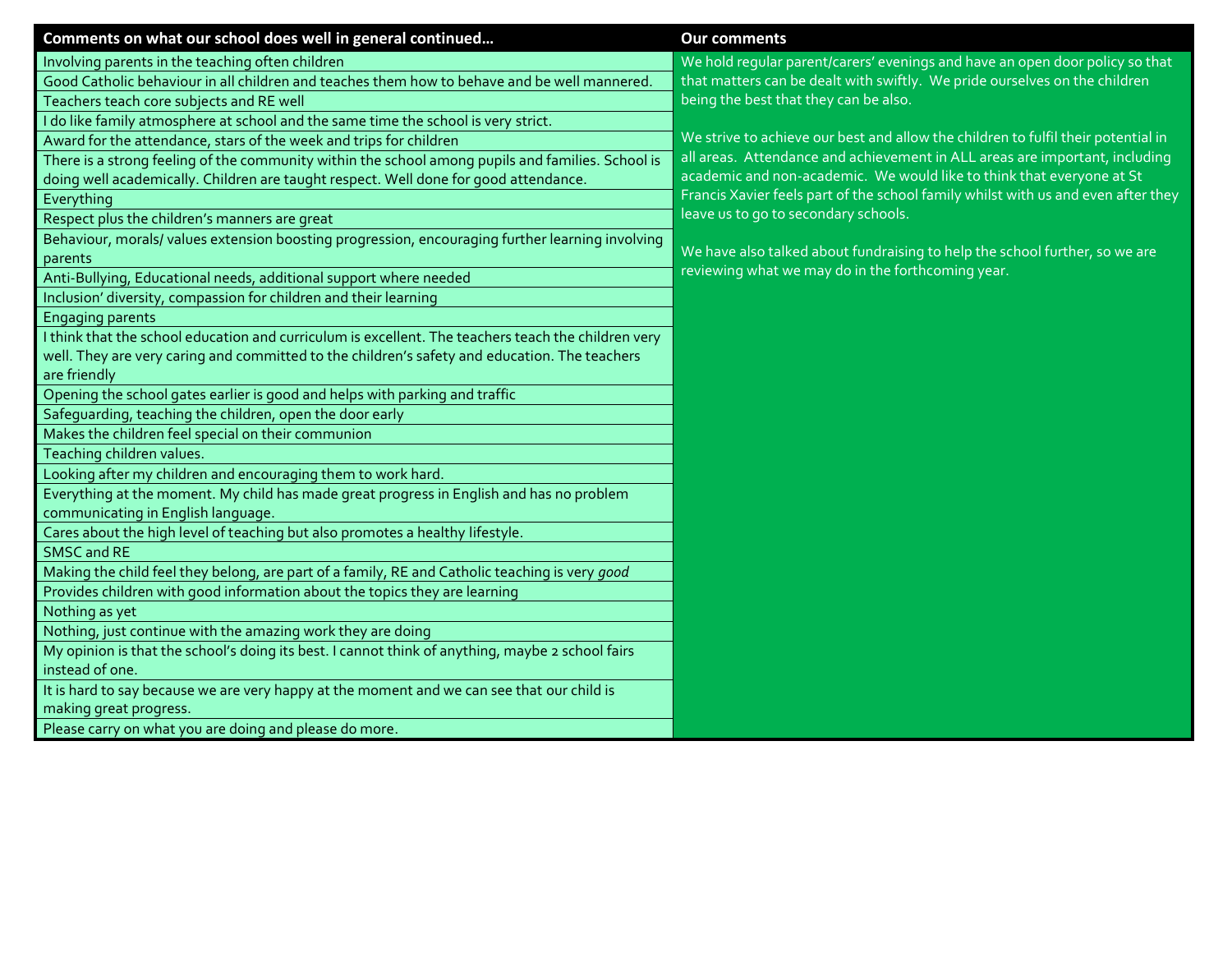| Comments on what our school does well in general continued… | Our comments |
|---|---|
| Involving parents in the teaching often children | We hold regular parent/carers' evenings and have an open door policy so that that matters can be dealt with swiftly. We pride ourselves on the children being the best that they can be also.<br><br>We strive to achieve our best and allow the children to fulfil their potential in all areas. Attendance and achievement in ALL areas are important, including academic and non-academic. We would like to think that everyone at St Francis Xavier feels part of the school family whilst with us and even after they leave us to go to secondary schools.<br><br>We have also talked about fundraising to help the school further, so we are reviewing what we may do in the forthcoming year. |
| Good Catholic behaviour in all children and teaches them how to behave and be well mannered. | |
| Teachers teach core subjects and RE well | |
| I do like family atmosphere at school and the same time the school is very strict. | |
| Award for the attendance, stars of the week and trips for children | |
| There is a strong feeling of the community within the school among pupils and families. School is doing well academically. Children are taught respect. Well done for good attendance. | |
| Everything | |
| Respect plus the children's manners are great | |
| Behaviour, morals/ values extension boosting progression, encouraging further learning involving parents | |
| Anti-Bullying, Educational needs, additional support where needed | |
| Inclusion' diversity, compassion for children and their learning | |
| Engaging parents | |
| I think that the school education and curriculum is excellent. The teachers teach the children very well. They are very caring and committed to the children's safety and education. The teachers are friendly | |
| Opening the school gates earlier is good and helps with parking and traffic | |
| Safeguarding, teaching the children, open the door early | |
| Makes the children feel special on their communion | |
| Teaching children values. | |
| Looking after my children and encouraging them to work hard. | |
| Everything at the moment. My child has made great progress in English and has no problem communicating in English language. | |
| Cares about the high level of teaching but also promotes a healthy lifestyle. | |
| SMSC and RE | |
| Making the child feel they belong, are part of a family, RE and Catholic teaching is very *good* | |
| Provides children with good information about the topics they are learning | |
| Nothing as yet | |
| Nothing, just continue with the amazing work they are doing | |
| My opinion is that the school's doing its best. I cannot think of anything, maybe 2 school fairs instead of one. | |
| It is hard to say because we are very happy at the moment and we can see that our child is making great progress. | |
| Please carry on what you are doing and please do more. | |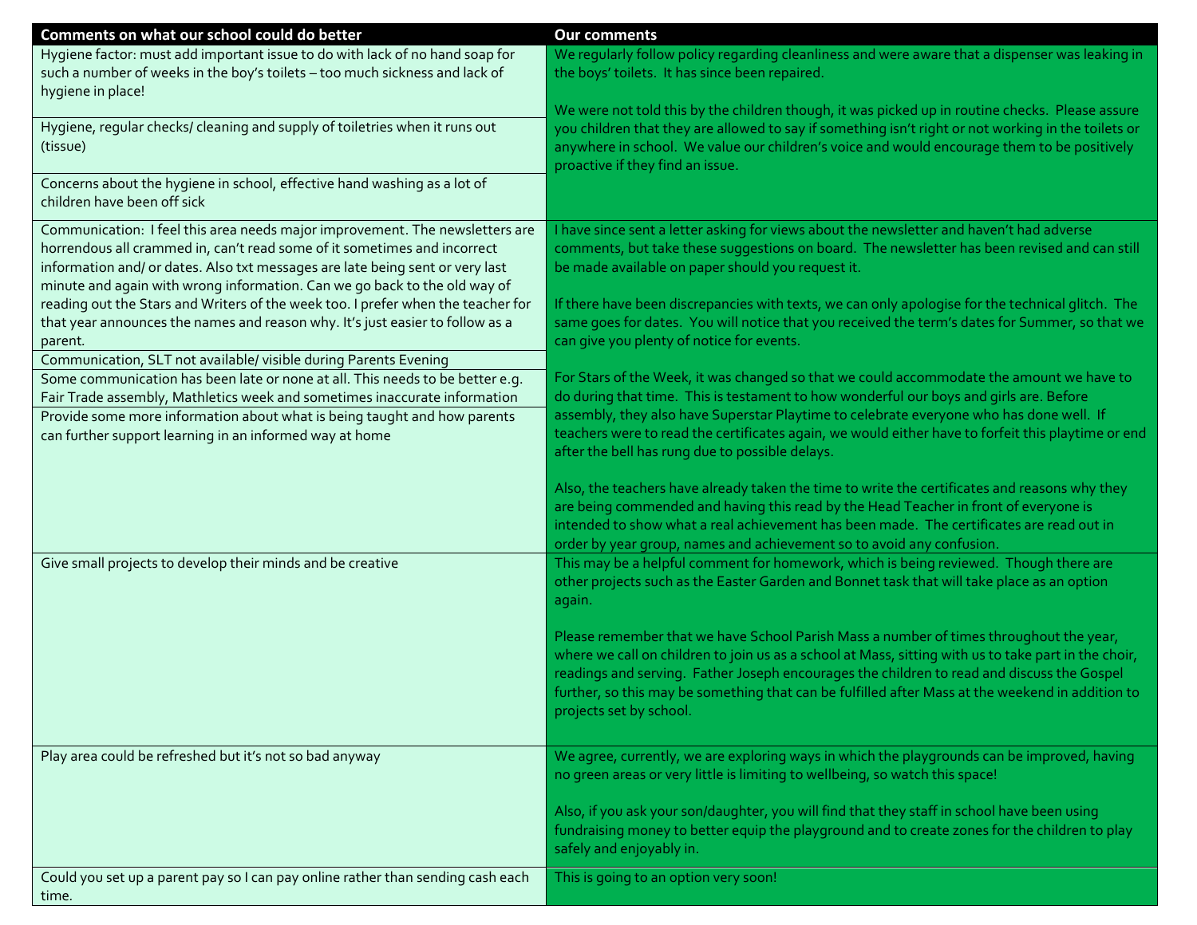| Comments on what our school could do better | Our comments |
|---|---|
| Hygiene factor: must add important issue to do with lack of no hand soap for such a number of weeks in the boy's toilets – too much sickness and lack of hygiene in place!<br><br>Hygiene, regular checks/ cleaning and supply of toiletries when it runs out (tissue)<br><br>Concerns about the hygiene in school, effective hand washing as a lot of children have been off sick | We regularly follow policy regarding cleanliness and were aware that a dispenser was leaking in the boys' toilets. It has since been repaired.<br><br>We were not told this by the children though, it was picked up in routine checks. Please assure you children that they are allowed to say if something isn't right or not working in the toilets or anywhere in school. We value our children's voice and would encourage them to be positively proactive if they find an issue. |
| Communication: I feel this area needs major improvement. The newsletters are horrendous all crammed in, can't read some of it sometimes and incorrect information and/ or dates. Also txt messages are late being sent or very last minute and again with wrong information. Can we go back to the old way of reading out the Stars and Writers of the week too. I prefer when the teacher for that year announces the names and reason why. It's just easier to follow as a parent.<br><br>Communication, SLT not available/ visible during Parents Evening<br><br>Some communication has been late or none at all. This needs to be better e.g. Fair Trade assembly, Mathletics week and sometimes inaccurate information<br><br>Provide some more information about what is being taught and how parents can further support learning in an informed way at home | I have since sent a letter asking for views about the newsletter and haven't had adverse comments, but take these suggestions on board. The newsletter has been revised and can still be made available on paper should you request it.<br><br>If there have been discrepancies with texts, we can only apologise for the technical glitch. The same goes for dates. You will notice that you received the term's dates for Summer, so that we can give you plenty of notice for events.<br><br>For Stars of the Week, it was changed so that we could accommodate the amount we have to do during that time. This is testament to how wonderful our boys and girls are. Before assembly, they also have Superstar Playtime to celebrate everyone who has done well. If teachers were to read the certificates again, we would either have to forfeit this playtime or end after the bell has rung due to possible delays.<br><br>Also, the teachers have already taken the time to write the certificates and reasons why they are being commended and having this read by the Head Teacher in front of everyone is intended to show what a real achievement has been made. The certificates are read out in order by year group, names and achievement so to avoid any confusion. |
| Give small projects to develop their minds and be creative | This may be a helpful comment for homework, which is being reviewed. Though there are other projects such as the Easter Garden and Bonnet task that will take place as an option again.<br><br>Please remember that we have School Parish Mass a number of times throughout the year, where we call on children to join us as a school at Mass, sitting with us to take part in the choir, readings and serving. Father Joseph encourages the children to read and discuss the Gospel further, so this may be something that can be fulfilled after Mass at the weekend in addition to projects set by school. |
| Play area could be refreshed but it's not so bad anyway | We agree, currently, we are exploring ways in which the playgrounds can be improved, having no green areas or very little is limiting to wellbeing, so watch this space!<br><br>Also, if you ask your son/daughter, you will find that they staff in school have been using fundraising money to better equip the playground and to create zones for the children to play safely and enjoyably in. |
| Could you set up a parent pay so I can pay online rather than sending cash each time. | This is going to an option very soon! |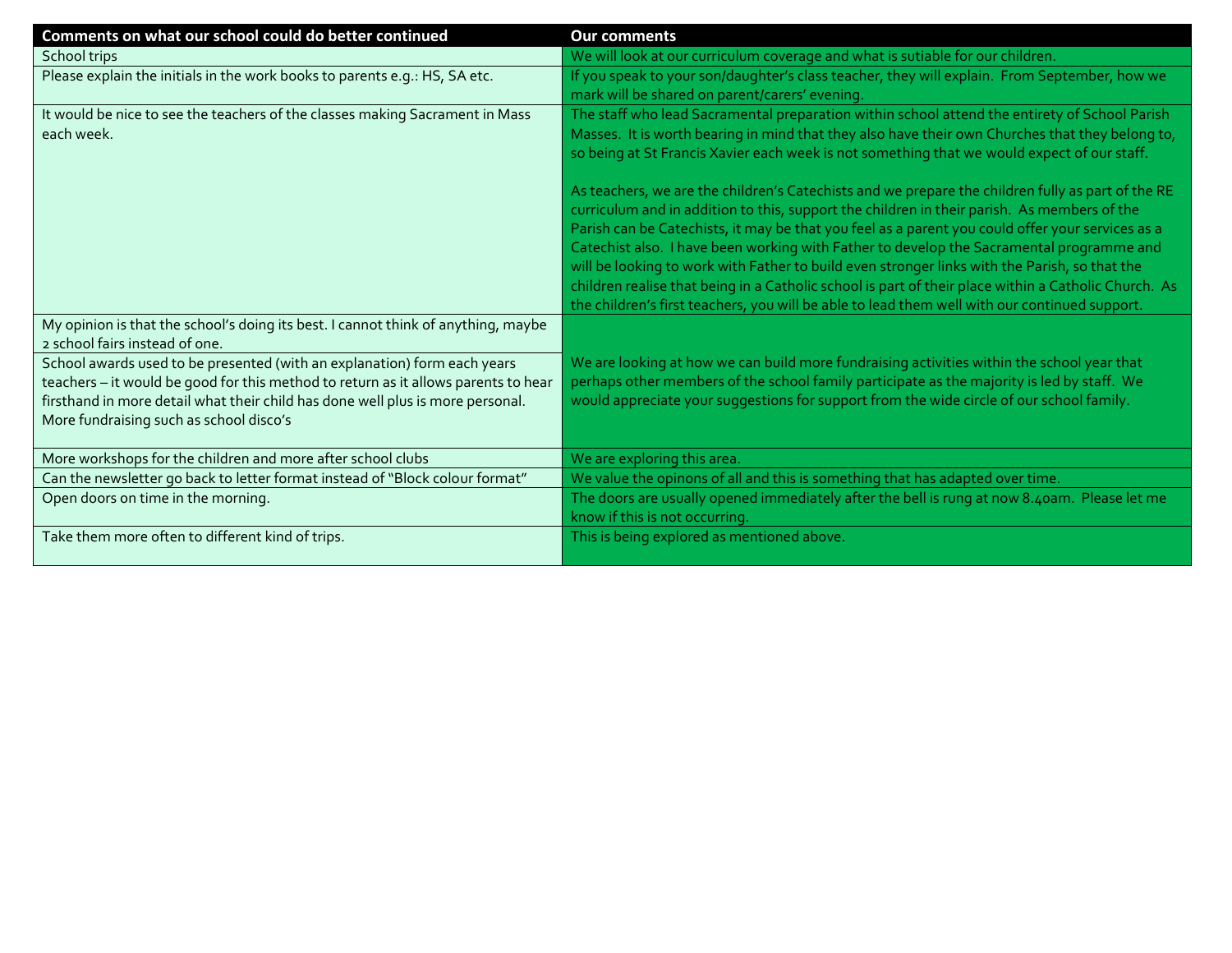| Comments on what our school could do better continued | Our comments |
|---|---|
| School trips | We will look at our curriculum coverage and what is sutiable for our children. |
| Please explain the initials in the work books to parents e.g.: HS, SA etc. | If you speak to your son/daughter's class teacher, they will explain. From September, how we mark will be shared on parent/carers' evening. |
| It would be nice to see the teachers of the classes making Sacrament in Mass each week. | The staff who lead Sacramental preparation within school attend the entirety of School Parish Masses. It is worth bearing in mind that they also have their own Churches that they belong to, so being at St Francis Xavier each week is not something that we would expect of our staff.<br><br>As teachers, we are the children's Catechists and we prepare the children fully as part of the RE curriculum and in addition to this, support the children in their parish. As members of the Parish can be Catechists, it may be that you feel as a parent you could offer your services as a Catechist also. I have been working with Father to develop the Sacramental programme and will be looking to work with Father to build even stronger links with the Parish, so that the children realise that being in a Catholic school is part of their place within a Catholic Church. As the children's first teachers, you will be able to lead them well with our continued support. |
| My opinion is that the school's doing its best. I cannot think of anything, maybe 2 school fairs instead of one. | We are looking at how we can build more fundraising activities within the school year that perhaps other members of the school family participate as the majority is led by staff. We would appreciate your suggestions for support from the wide circle of our school family. |
| School awards used to be presented (with an explanation) form each years teachers – it would be good for this method to return as it allows parents to hear firsthand in more detail what their child has done well plus is more personal. More fundraising such as school disco's | |
| More workshops for the children and more after school clubs | We are exploring this area. |
| Can the newsletter go back to letter format instead of "Block colour format" | We value the opinons of all and this is something that has adapted over time. |
| Open doors on time in the morning. | The doors are usually opened immediately after the bell is rung at now 8.40am. Please let me know if this is not occurring. |
| Take them more often to different kind of trips. | This is being explored as mentioned above. |